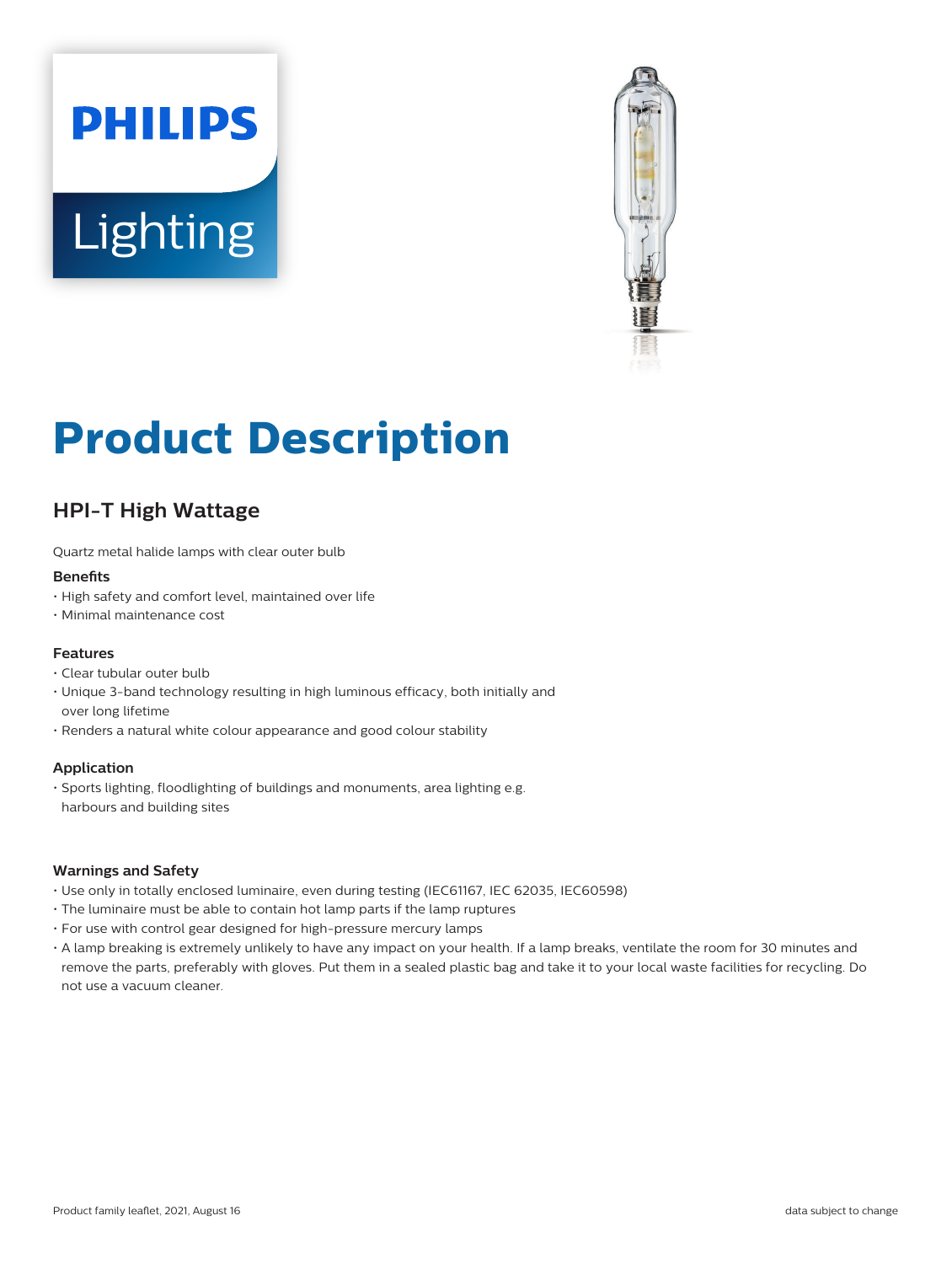# Product Description

## HPI-T High Wattage

Quartz metal halide lamps with clear outer bulb

### Benefits

- High safety and comfort level, maintained over life
- Minimal maintenance cost

### Features

- Clear tubular outer bulb
- Unique 3-band technology resulting in high luminous efficacy, both initially and over long lifetime
- Renders a natural white colour appearance and good colour stability

### Application

- Sports lighting, floodlighting of buildings and monuments, area lighting e.g. harbours and building sites

### Warnings and Safety

- Use only in totally enclosed luminaire, even during testing (IEC61167, IEC 62035, IEC60598)
- The luminaire must be able to contain hot lamp parts if the lamp ruptures
- For use with control gear designed for high-pressure mercury lamps
- A lamp breaking is extremely unlikely to have any impact on your health. If a lamp breaks, ventilate the room for 30 minutes and remove the parts, preferably with gloves. Put them in a sealed plastic bag and take it to your local waste facilities for recycling. Do not use a vacuum cleaner.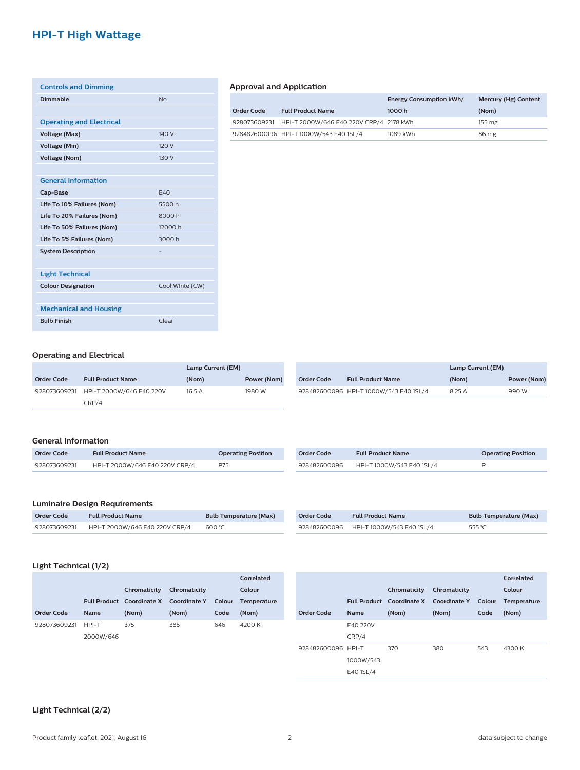## HPI-T High Wattage

### Controls and Dimming

| | |
|---|---|
| **Dimmable** | No |

### Operating and Electrical

| | |
|---|---|
| **Voltage (Max)** | 140 V |
| **Voltage (Min)** | 120 V |
| **Voltage (Nom)** | 130 V |

### General Information

| | |
|---|---|
| **Cap-Base** | E40 |
| **Life To 10% Failures (Nom)** | 5500 h |
| **Life To 20% Failures (Nom)** | 8000 h |
| **Life To 50% Failures (Nom)** | 12000 h |
| **Life To 5% Failures (Nom)** | 3000 h |
| **System Description** | - |

### Light Technical

| | |
|---|---|
| **Colour Designation** | Cool White (CW) |

### Mechanical and Housing

| | |
|---|---|
| **Bulb Finish** | Clear |

### Approval and Application

| Order Code | Full Product Name | Energy Consumption kWh/ 1000 h | Mercury (Hg) Content (Nom) |
|---|---|---|---|
| 928073609231 | HPI-T 2000W/646 E40 220V CRP/4 | 2178 kWh | 155 mg |
| 928482600096 | HPI-T 1000W/543 E40 1SL/4 | 1089 kWh | 86 mg |

### Operating and Electrical

| Order Code | Full Product Name | Lamp Current (EM) (Nom) | Power (Nom) |
|---|---|---|---|
| 928073609231 | HPI-T 2000W/646 E40 220V CRP/4 | 16.5 A | 1980 W |
| 928482600096 | HPI-T 1000W/543 E40 1SL/4 | 8.25 A | 990 W |

### General Information

| Order Code | Full Product Name | Operating Position |
|---|---|---|
| 928073609231 | HPI-T 2000W/646 E40 220V CRP/4 | P75 |
| 928482600096 | HPI-T 1000W/543 E40 1SL/4 | P |

### Luminaire Design Requirements

| Order Code | Full Product Name | Bulb Temperature (Max) |
|---|---|---|
| 928073609231 | HPI-T 2000W/646 E40 220V CRP/4 | 600 °C |
| 928482600096 | HPI-T 1000W/543 E40 1SL/4 | 555 °C |

### Light Technical (1/2)

| Order Code | Full Product Name | Chromaticity Coordinate X (Nom) | Chromaticity Coordinate Y (Nom) | Colour Code | Correlated Colour Temperature (Nom) |
|---|---|---|---|---|---|
| 928073609231 | HPI-T 2000W/646 E40 220V CRP/4 | 375 | 385 | 646 | 4200 K |
| 928482600096 | HPI-T 1000W/543 E40 1SL/4 | 370 | 380 | 543 | 4300 K |

### Light Technical (2/2)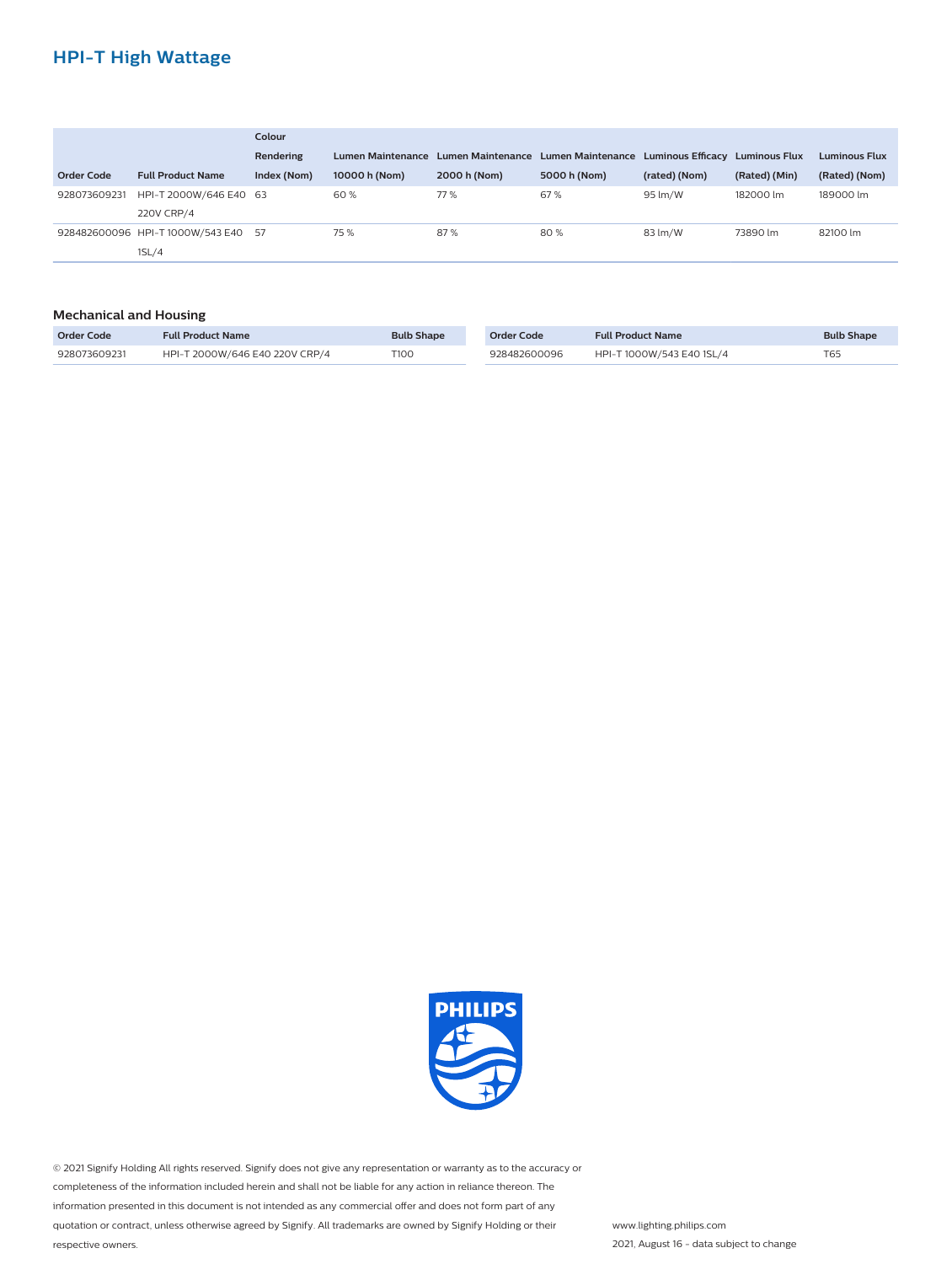## HPI-T High Wattage

| Order Code | Full Product Name | Colour Rendering Index (Nom) | Lumen Maintenance 10000 h (Nom) | Lumen Maintenance 2000 h (Nom) | Lumen Maintenance 5000 h (Nom) | Luminous Efficacy (rated) (Nom) | Luminous Flux (Rated) (Min) | Luminous Flux (Rated) (Nom) |
|---|---|---|---|---|---|---|---|---|
| 928073609231 | HPI-T 2000W/646 E40 220V CRP/4 | 63 | 60 % | 77 % | 67 % | 95 lm/W | 182000 lm | 189000 lm |
| 928482600096 | HPI-T 1000W/543 E40 1SL/4 | 57 | 75 % | 87 % | 80 % | 83 lm/W | 73890 lm | 82100 lm |

### Mechanical and Housing

| Order Code | Full Product Name | Bulb Shape |
|---|---|---|
| 928073609231 | HPI-T 2000W/646 E40 220V CRP/4 | T100 |
| 928482600096 | HPI-T 1000W/543 E40 1SL/4 | T65 |

© 2021 Signify Holding All rights reserved. Signify does not give any representation or warranty as to the accuracy or completeness of the information included herein and shall not be liable for any action in reliance thereon. The information presented in this document is not intended as any commercial offer and does not form part of any quotation or contract, unless otherwise agreed by Signify. All trademarks are owned by Signify Holding or their respective owners.

www.lighting.philips.com

2021, August 16 - data subject to change